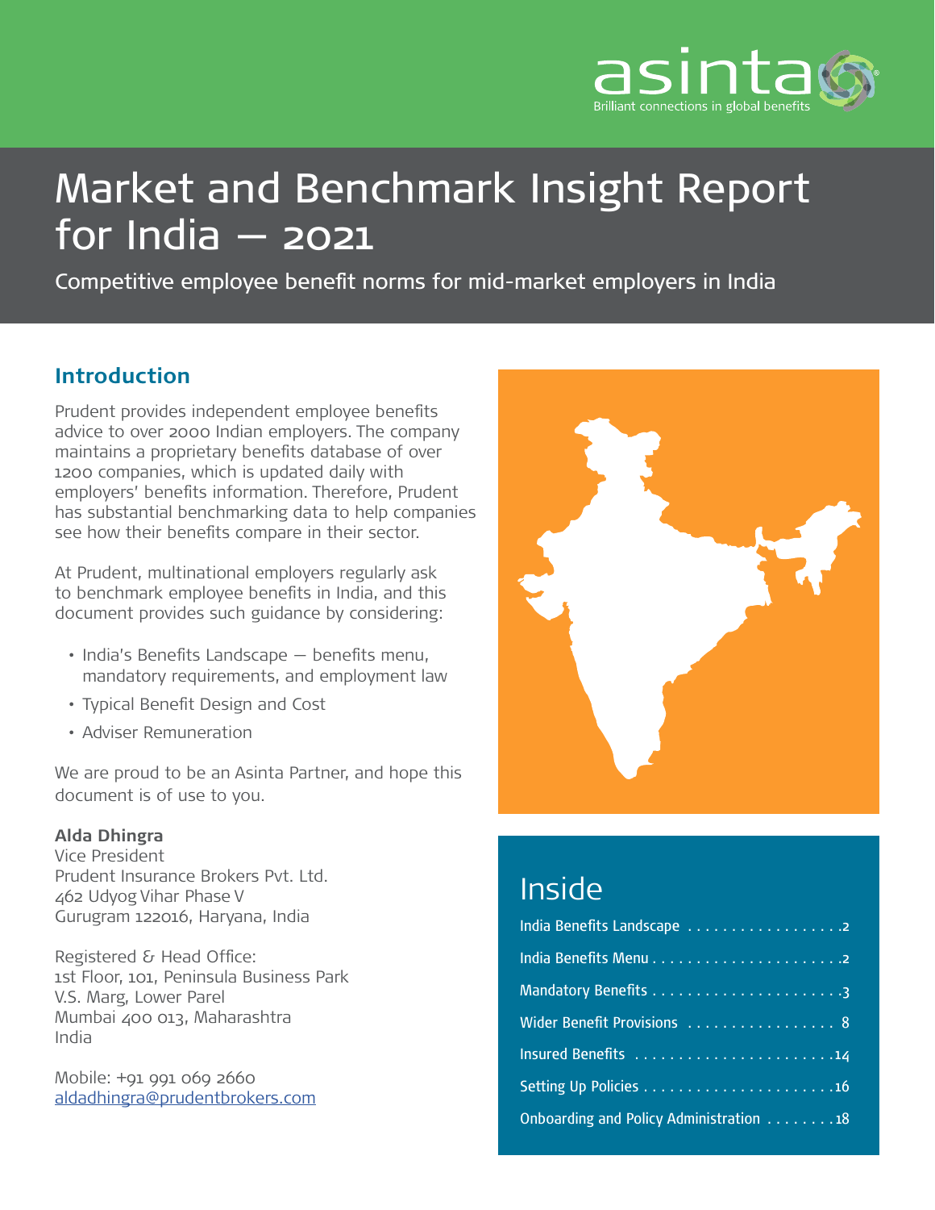asinta
Brilliant connections in global benefits

# Market and Benchmark Insight Report for India – 2021

Competitive employee benefit norms for mid-market employers in India

## Introduction

Prudent provides independent employee benefits advice to over 2000 Indian employers. The company maintains a proprietary benefits database of over 1200 companies, which is updated daily with employers' benefits information. Therefore, Prudent has substantial benchmarking data to help companies see how their benefits compare in their sector.

At Prudent, multinational employers regularly ask to benchmark employee benefits in India, and this document provides such guidance by considering:

- India's Benefits Landscape – benefits menu, mandatory requirements, and employment law
- Typical Benefit Design and Cost
- Adviser Remuneration

We are proud to be an Asinta Partner, and hope this document is of use to you.

**Alda Dhingra**
Vice President
Prudent Insurance Brokers Pvt. Ltd.
462 Udyog Vihar Phase V
Gurugram 122016, Haryana, India

Registered & Head Office:
1st Floor, 101, Peninsula Business Park
V.S. Marg, Lower Parel
Mumbai 400 013, Maharashtra
India

Mobile: +91 991 069 2660
aldadhingra@prudentbrokers.com

## Inside

- India Benefits Landscape ..... 2
- India Benefits Menu ..... 2
- Mandatory Benefits ..... 3
- Wider Benefit Provisions ..... 8
- Insured Benefits ..... 14
- Setting Up Policies ..... 16
- Onboarding and Policy Administration ..... 18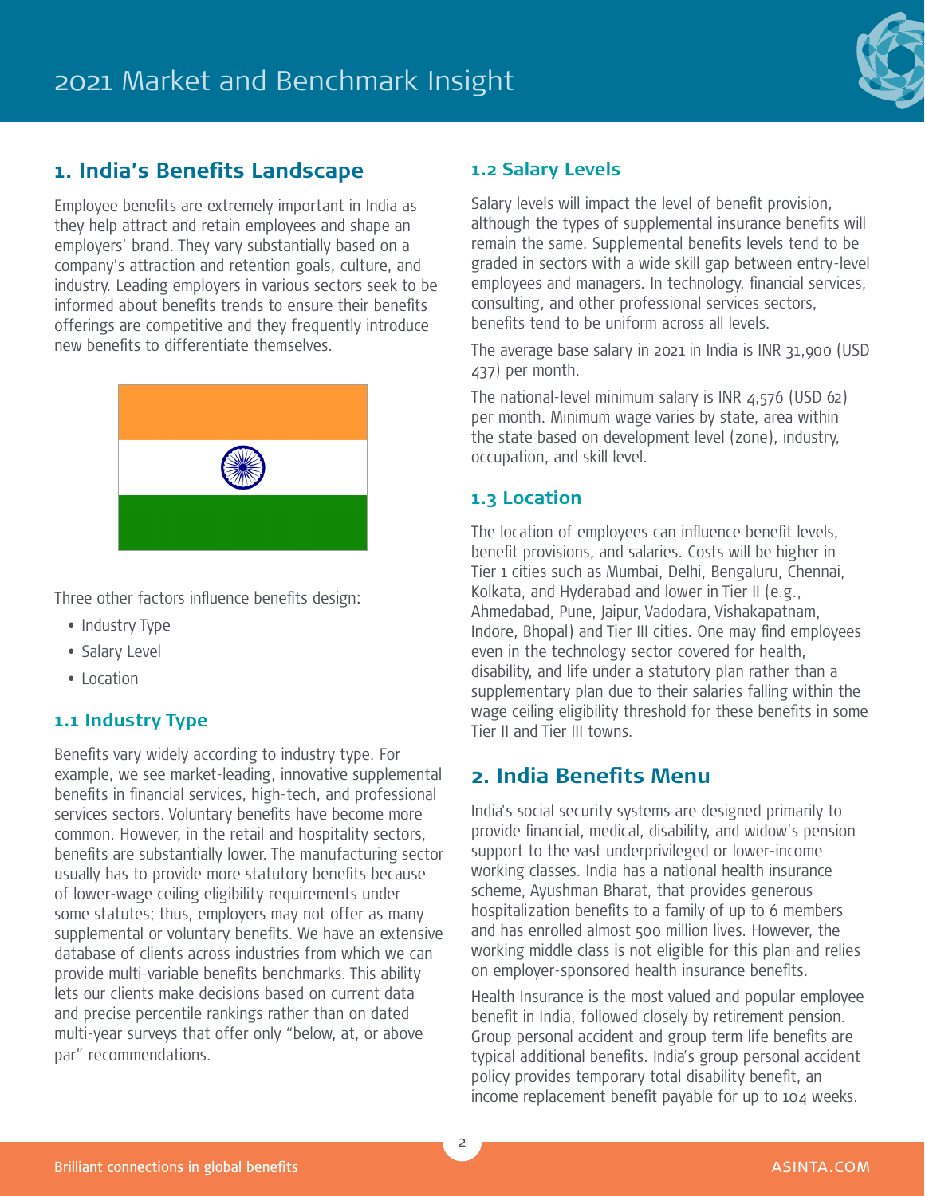## 1. India's Benefits Landscape

Employee benefits are extremely important in India as they help attract and retain employees and shape an employers' brand. They vary substantially based on a company's attraction and retention goals, culture, and industry. Leading employers in various sectors seek to be informed about benefits trends to ensure their benefits offerings are competitive and they frequently introduce new benefits to differentiate themselves.

Three other factors influence benefits design:

- Industry Type
- Salary Level
- Location

### 1.1 Industry Type

Benefits vary widely according to industry type. For example, we see market-leading, innovative supplemental benefits in financial services, high-tech, and professional services sectors. Voluntary benefits have become more common. However, in the retail and hospitality sectors, benefits are substantially lower. The manufacturing sector usually has to provide more statutory benefits because of lower-wage ceiling eligibility requirements under some statutes; thus, employers may not offer as many supplemental or voluntary benefits. We have an extensive database of clients across industries from which we can provide multi-variable benefits benchmarks. This ability lets our clients make decisions based on current data and precise percentile rankings rather than on dated multi-year surveys that offer only "below, at, or above par" recommendations.

### 1.2 Salary Levels

Salary levels will impact the level of benefit provision, although the types of supplemental insurance benefits will remain the same. Supplemental benefits levels tend to be graded in sectors with a wide skill gap between entry-level employees and managers. In technology, financial services, consulting, and other professional services sectors, benefits tend to be uniform across all levels.

The average base salary in 2021 in India is INR 31,900 (USD 437) per month.

The national-level minimum salary is INR 4,576 (USD 62) per month. Minimum wage varies by state, area within the state based on development level (zone), industry, occupation, and skill level.

### 1.3 Location

The location of employees can influence benefit levels, benefit provisions, and salaries. Costs will be higher in Tier 1 cities such as Mumbai, Delhi, Bengaluru, Chennai, Kolkata, and Hyderabad and lower in Tier II (e.g., Ahmedabad, Pune, Jaipur, Vadodara, Vishakapatnam, Indore, Bhopal) and Tier III cities. One may find employees even in the technology sector covered for health, disability, and life under a statutory plan rather than a supplementary plan due to their salaries falling within the wage ceiling eligibility threshold for these benefits in some Tier II and Tier III towns.

## 2. India Benefits Menu

India's social security systems are designed primarily to provide financial, medical, disability, and widow's pension support to the vast underprivileged or lower-income working classes. India has a national health insurance scheme, Ayushman Bharat, that provides generous hospitalization benefits to a family of up to 6 members and has enrolled almost 500 million lives. However, the working middle class is not eligible for this plan and relies on employer-sponsored health insurance benefits.

Health Insurance is the most valued and popular employee benefit in India, followed closely by retirement pension. Group personal accident and group term life benefits are typical additional benefits. India's group personal accident policy provides temporary total disability benefit, an income replacement benefit payable for up to 104 weeks.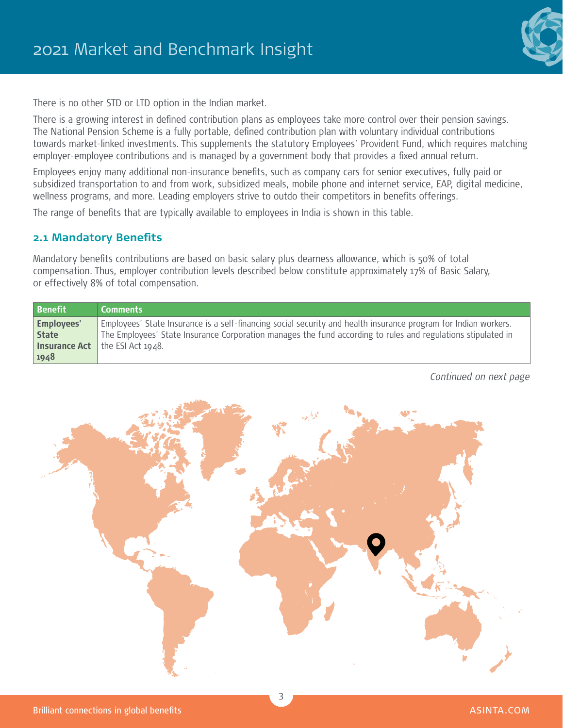There is no other STD or LTD option in the Indian market.

There is a growing interest in defined contribution plans as employees take more control over their pension savings. The National Pension Scheme is a fully portable, defined contribution plan with voluntary individual contributions towards market-linked investments. This supplements the statutory Employees' Provident Fund, which requires matching employer-employee contributions and is managed by a government body that provides a fixed annual return.

Employees enjoy many additional non-insurance benefits, such as company cars for senior executives, fully paid or subsidized transportation to and from work, subsidized meals, mobile phone and internet service, EAP, digital medicine, wellness programs, and more. Leading employers strive to outdo their competitors in benefits offerings.

The range of benefits that are typically available to employees in India is shown in this table.

## 2.1 Mandatory Benefits

Mandatory benefits contributions are based on basic salary plus dearness allowance, which is 50% of total compensation. Thus, employer contribution levels described below constitute approximately 17% of Basic Salary, or effectively 8% of total compensation.

| Benefit | Comments |
|---|---|
| **Employees' State Insurance Act 1948** | Employees' State Insurance is a self-financing social security and health insurance program for Indian workers. The Employees' State Insurance Corporation manages the fund according to rules and regulations stipulated in the ESI Act 1948. |

*Continued on next page*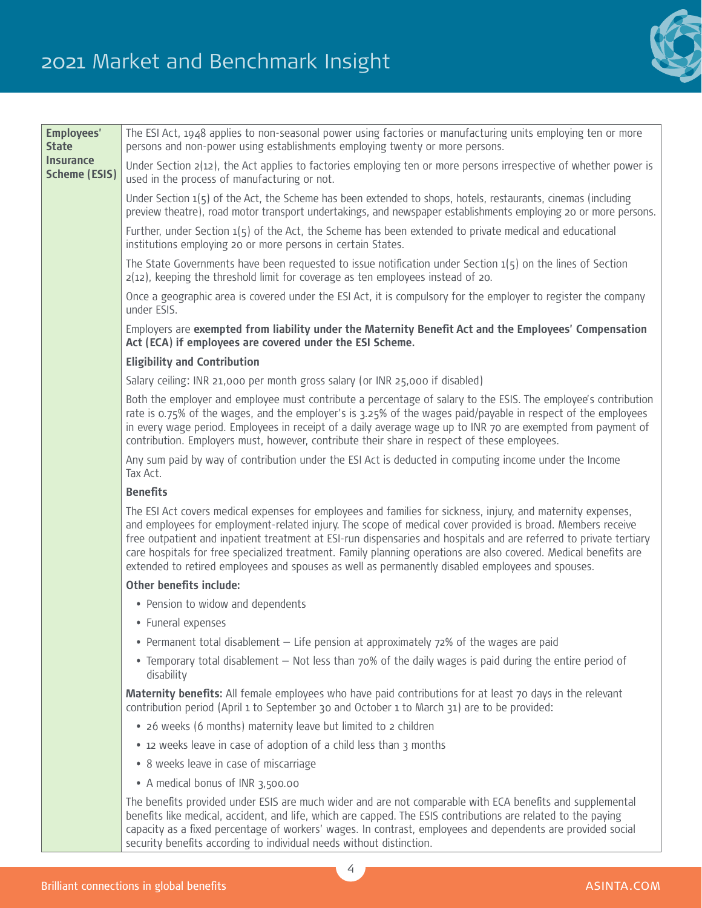| **Employees' State Insurance Scheme (ESIS)** | The ESI Act, 1948 applies to non-seasonal power using factories or manufacturing units employing ten or more persons and non-power using establishments employing twenty or more persons.<br><br>Under Section 2(12), the Act applies to factories employing ten or more persons irrespective of whether power is used in the process of manufacturing or not.<br><br>Under Section 1(5) of the Act, the Scheme has been extended to shops, hotels, restaurants, cinemas (including preview theatre), road motor transport undertakings, and newspaper establishments employing 20 or more persons.<br><br>Further, under Section 1(5) of the Act, the Scheme has been extended to private medical and educational institutions employing 20 or more persons in certain States.<br><br>The State Governments have been requested to issue notification under Section 1(5) on the lines of Section 2(12), keeping the threshold limit for coverage as ten employees instead of 20.<br><br>Once a geographic area is covered under the ESI Act, it is compulsory for the employer to register the company under ESIS.<br><br>Employers are **exempted from liability under the Maternity Benefit Act and the Employees' Compensation Act (ECA) if employees are covered under the ESI Scheme.**<br><br>**Eligibility and Contribution**<br><br>Salary ceiling: INR 21,000 per month gross salary (or INR 25,000 if disabled)<br><br>Both the employer and employee must contribute a percentage of salary to the ESIS. The employee's contribution rate is 0.75% of the wages, and the employer's is 3.25% of the wages paid/payable in respect of the employees in every wage period. Employees in receipt of a daily average wage up to INR 70 are exempted from payment of contribution. Employers must, however, contribute their share in respect of these employees.<br><br>Any sum paid by way of contribution under the ESI Act is deducted in computing income under the Income Tax Act.<br><br>**Benefits**<br><br>The ESI Act covers medical expenses for employees and families for sickness, injury, and maternity expenses, and employees for employment-related injury. The scope of medical cover provided is broad. Members receive free outpatient and inpatient treatment at ESI-run dispensaries and hospitals and are referred to private tertiary care hospitals for free specialized treatment. Family planning operations are also covered. Medical benefits are extended to retired employees and spouses as well as permanently disabled employees and spouses.<br><br>**Other benefits include:**<br><br>• Pension to widow and dependents<br>• Funeral expenses<br>• Permanent total disablement – Life pension at approximately 72% of the wages are paid<br>• Temporary total disablement – Not less than 70% of the daily wages is paid during the entire period of disability<br><br>**Maternity benefits:** All female employees who have paid contributions for at least 70 days in the relevant contribution period (April 1 to September 30 and October 1 to March 31) are to be provided:<br><br>• 26 weeks (6 months) maternity leave but limited to 2 children<br>• 12 weeks leave in case of adoption of a child less than 3 months<br>• 8 weeks leave in case of miscarriage<br>• A medical bonus of INR 3,500.00<br><br>The benefits provided under ESIS are much wider and are not comparable with ECA benefits and supplemental benefits like medical, accident, and life, which are capped. The ESIS contributions are related to the paying capacity as a fixed percentage of workers' wages. In contrast, employees and dependents are provided social security benefits according to individual needs without distinction. |
|---|---|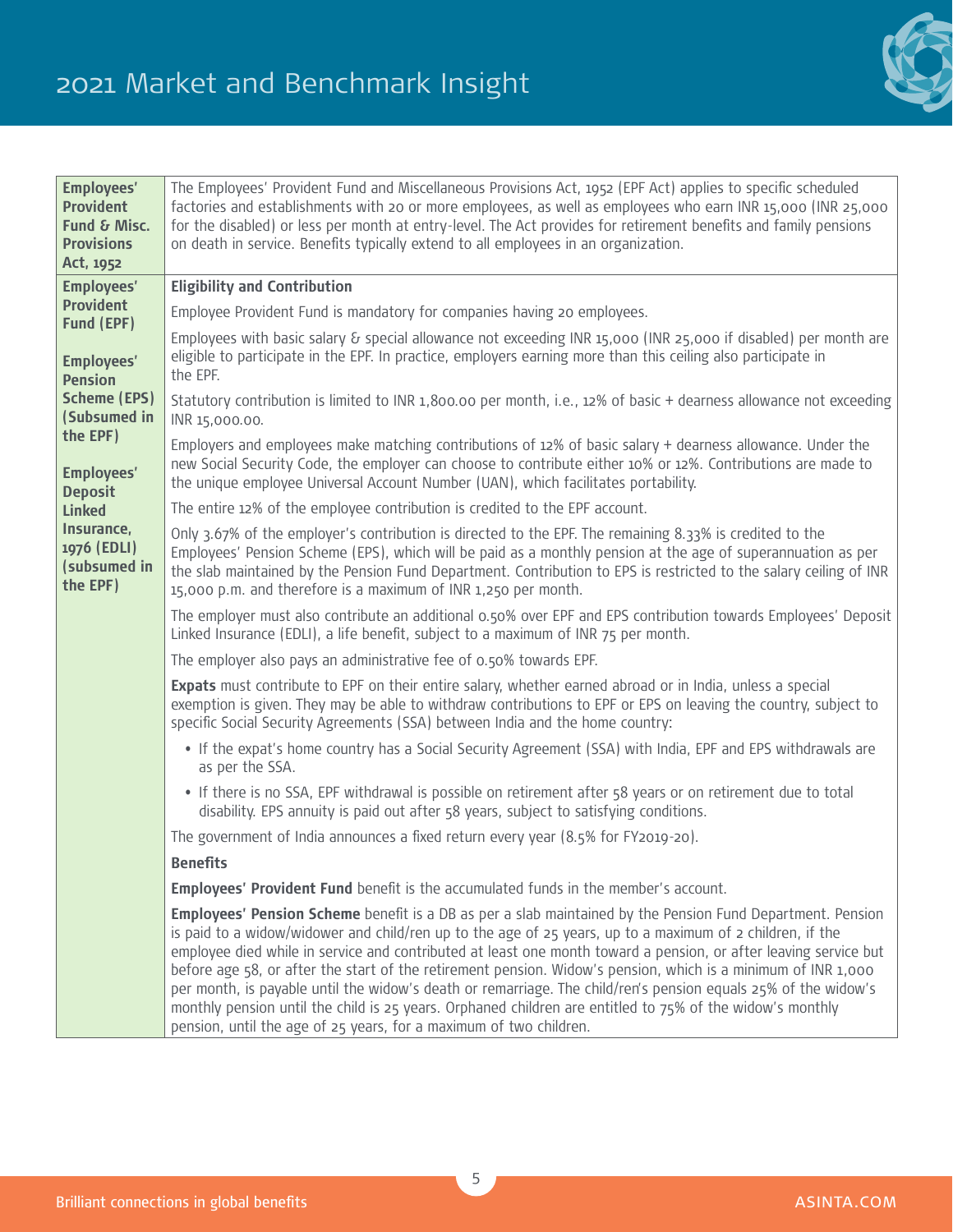| | |
|---|---|
| **Employees' Provident Fund & Misc. Provisions Act, 1952** | The Employees' Provident Fund and Miscellaneous Provisions Act, 1952 (EPF Act) applies to specific scheduled factories and establishments with 20 or more employees, as well as employees who earn INR 15,000 (INR 25,000 for the disabled) or less per month at entry-level. The Act provides for retirement benefits and family pensions on death in service. Benefits typically extend to all employees in an organization. |
| **Employees' Provident Fund (EPF)**<br><br>**Employees' Pension Scheme (EPS) (Subsumed in the EPF)**<br><br>**Employees' Deposit Linked Insurance, 1976 (EDLI) (subsumed in the EPF)** | **Eligibility and Contribution**<br><br>Employee Provident Fund is mandatory for companies having 20 employees.<br><br>Employees with basic salary & special allowance not exceeding INR 15,000 (INR 25,000 if disabled) per month are eligible to participate in the EPF. In practice, employers earning more than this ceiling also participate in the EPF.<br><br>Statutory contribution is limited to INR 1,800.00 per month, i.e., 12% of basic + dearness allowance not exceeding INR 15,000.00.<br><br>Employers and employees make matching contributions of 12% of basic salary + dearness allowance. Under the new Social Security Code, the employer can choose to contribute either 10% or 12%. Contributions are made to the unique employee Universal Account Number (UAN), which facilitates portability.<br><br>The entire 12% of the employee contribution is credited to the EPF account.<br><br>Only 3.67% of the employer's contribution is directed to the EPF. The remaining 8.33% is credited to the Employees' Pension Scheme (EPS), which will be paid as a monthly pension at the age of superannuation as per the slab maintained by the Pension Fund Department. Contribution to EPS is restricted to the salary ceiling of INR 15,000 p.m. and therefore is a maximum of INR 1,250 per month.<br><br>The employer must also contribute an additional 0.50% over EPF and EPS contribution towards Employees' Deposit Linked Insurance (EDLI), a life benefit, subject to a maximum of INR 75 per month.<br><br>The employer also pays an administrative fee of 0.50% towards EPF.<br><br>**Expats** must contribute to EPF on their entire salary, whether earned abroad or in India, unless a special exemption is given. They may be able to withdraw contributions to EPF or EPS on leaving the country, subject to specific Social Security Agreements (SSA) between India and the home country:<br><br>• If the expat's home country has a Social Security Agreement (SSA) with India, EPF and EPS withdrawals are as per the SSA.<br>• If there is no SSA, EPF withdrawal is possible on retirement after 58 years or on retirement due to total disability. EPS annuity is paid out after 58 years, subject to satisfying conditions.<br><br>The government of India announces a fixed return every year (8.5% for FY2019-20).<br><br>**Benefits**<br><br>**Employees' Provident Fund** benefit is the accumulated funds in the member's account.<br><br>**Employees' Pension Scheme** benefit is a DB as per a slab maintained by the Pension Fund Department. Pension is paid to a widow/widower and child/ren up to the age of 25 years, up to a maximum of 2 children, if the employee died while in service and contributed at least one month toward a pension, or after leaving service but before age 58, or after the start of the retirement pension. Widow's pension, which is a minimum of INR 1,000 per month, is payable until the widow's death or remarriage. The child/ren's pension equals 25% of the widow's monthly pension until the child is 25 years. Orphaned children are entitled to 75% of the widow's monthly pension, until the age of 25 years, for a maximum of two children. |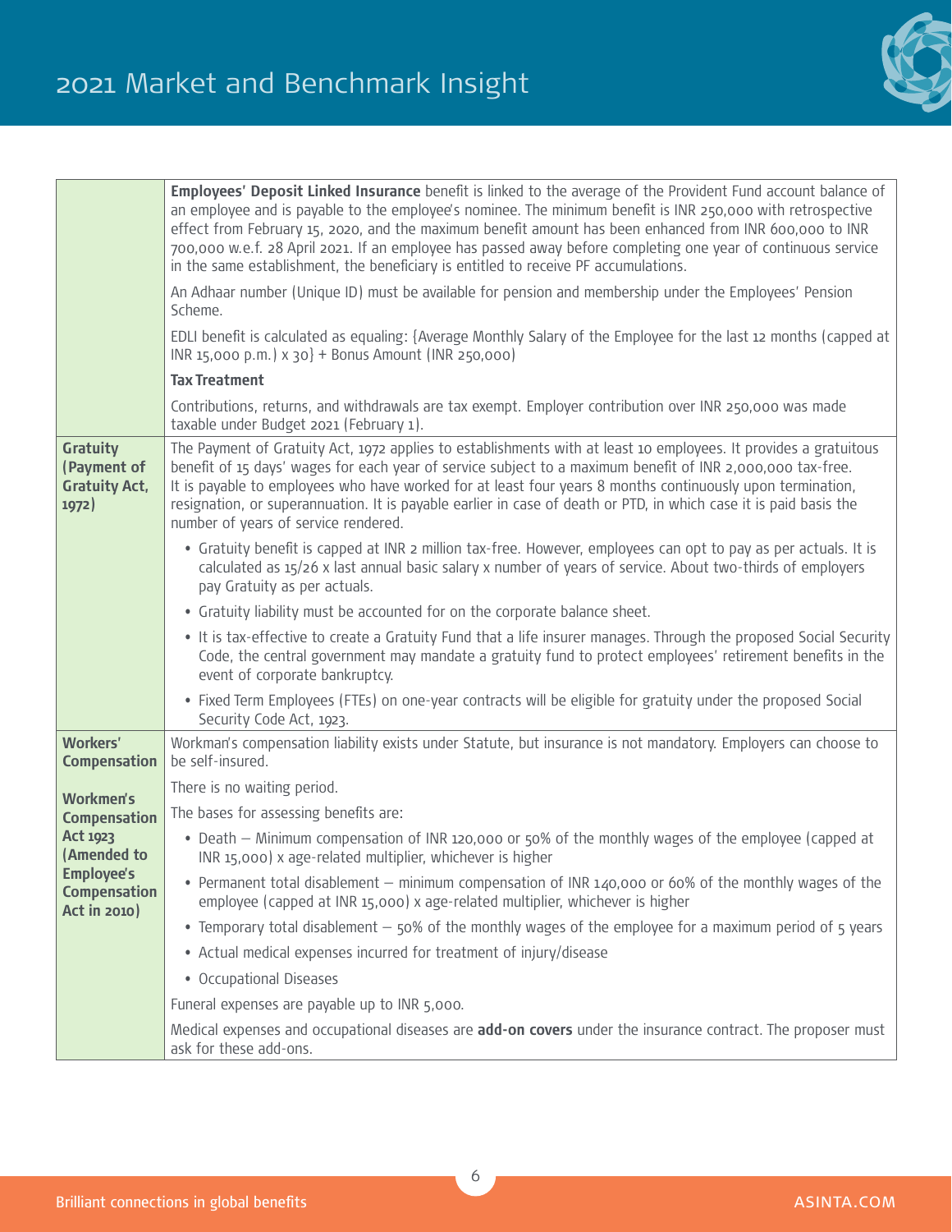| | |
|---|---|
| | **Employees' Deposit Linked Insurance** benefit is linked to the average of the Provident Fund account balance of an employee and is payable to the employee's nominee. The minimum benefit is INR 250,000 with retrospective effect from February 15, 2020, and the maximum benefit amount has been enhanced from INR 600,000 to INR 700,000 w.e.f. 28 April 2021. If an employee has passed away before completing one year of continuous service in the same establishment, the beneficiary is entitled to receive PF accumulations.<br><br>An Adhaar number (Unique ID) must be available for pension and membership under the Employees' Pension Scheme.<br><br>EDLI benefit is calculated as equaling: {Average Monthly Salary of the Employee for the last 12 months (capped at INR 15,000 p.m.) x 30} + Bonus Amount (INR 250,000)<br><br>**Tax Treatment**<br><br>Contributions, returns, and withdrawals are tax exempt. Employer contribution over INR 250,000 was made taxable under Budget 2021 (February 1). |
| **Gratuity (Payment of Gratuity Act, 1972)** | The Payment of Gratuity Act, 1972 applies to establishments with at least 10 employees. It provides a gratuitous benefit of 15 days' wages for each year of service subject to a maximum benefit of INR 2,000,000 tax-free. It is payable to employees who have worked for at least four years 8 months continuously upon termination, resignation, or superannuation. It is payable earlier in case of death or PTD, in which case it is paid basis the number of years of service rendered.<br><br>• Gratuity benefit is capped at INR 2 million tax-free. However, employees can opt to pay as per actuals. It is calculated as 15/26 x last annual basic salary x number of years of service. About two-thirds of employers pay Gratuity as per actuals.<br>• Gratuity liability must be accounted for on the corporate balance sheet.<br>• It is tax-effective to create a Gratuity Fund that a life insurer manages. Through the proposed Social Security Code, the central government may mandate a gratuity fund to protect employees' retirement benefits in the event of corporate bankruptcy.<br>• Fixed Term Employees (FTEs) on one-year contracts will be eligible for gratuity under the proposed Social Security Code Act, 1923. |
| **Workers' Compensation**<br><br>**Workmen's Compensation Act 1923 (Amended to Employee's Compensation Act in 2010)** | Workman's compensation liability exists under Statute, but insurance is not mandatory. Employers can choose to be self-insured.<br><br>There is no waiting period.<br><br>The bases for assessing benefits are:<br><br>• Death – Minimum compensation of INR 120,000 or 50% of the monthly wages of the employee (capped at INR 15,000) x age-related multiplier, whichever is higher<br>• Permanent total disablement – minimum compensation of INR 140,000 or 60% of the monthly wages of the employee (capped at INR 15,000) x age-related multiplier, whichever is higher<br>• Temporary total disablement – 50% of the monthly wages of the employee for a maximum period of 5 years<br>• Actual medical expenses incurred for treatment of injury/disease<br>• Occupational Diseases<br><br>Funeral expenses are payable up to INR 5,000.<br><br>Medical expenses and occupational diseases are **add-on covers** under the insurance contract. The proposer must ask for these add-ons. |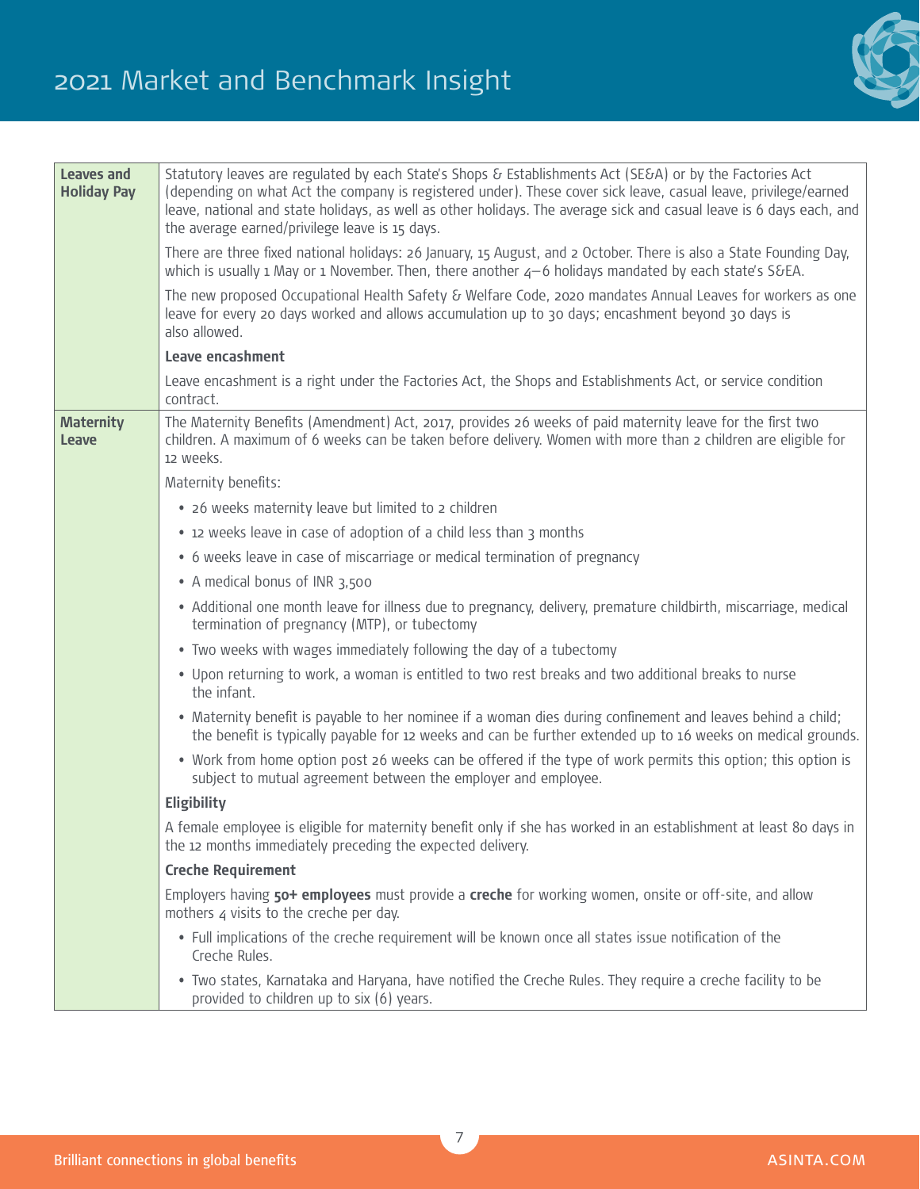| | |
|---|---|
| **Leaves and Holiday Pay** | Statutory leaves are regulated by each State's Shops & Establishments Act (SE&A) or by the Factories Act (depending on what Act the company is registered under). These cover sick leave, casual leave, privilege/earned leave, national and state holidays, as well as other holidays. The average sick and casual leave is 6 days each, and the average earned/privilege leave is 15 days.<br><br>There are three fixed national holidays: 26 January, 15 August, and 2 October. There is also a State Founding Day, which is usually 1 May or 1 November. Then, there another 4–6 holidays mandated by each state's S&EA.<br><br>The new proposed Occupational Health Safety & Welfare Code, 2020 mandates Annual Leaves for workers as one leave for every 20 days worked and allows accumulation up to 30 days; encashment beyond 30 days is also allowed.<br><br>**Leave encashment**<br><br>Leave encashment is a right under the Factories Act, the Shops and Establishments Act, or service condition contract. |
| **Maternity Leave** | The Maternity Benefits (Amendment) Act, 2017, provides 26 weeks of paid maternity leave for the first two children. A maximum of 6 weeks can be taken before delivery. Women with more than 2 children are eligible for 12 weeks.<br><br>Maternity benefits:<br>• 26 weeks maternity leave but limited to 2 children<br>• 12 weeks leave in case of adoption of a child less than 3 months<br>• 6 weeks leave in case of miscarriage or medical termination of pregnancy<br>• A medical bonus of INR 3,500<br>• Additional one month leave for illness due to pregnancy, delivery, premature childbirth, miscarriage, medical termination of pregnancy (MTP), or tubectomy<br>• Two weeks with wages immediately following the day of a tubectomy<br>• Upon returning to work, a woman is entitled to two rest breaks and two additional breaks to nurse the infant.<br>• Maternity benefit is payable to her nominee if a woman dies during confinement and leaves behind a child; the benefit is typically payable for 12 weeks and can be further extended up to 16 weeks on medical grounds.<br>• Work from home option post 26 weeks can be offered if the type of work permits this option; this option is subject to mutual agreement between the employer and employee.<br><br>**Eligibility**<br><br>A female employee is eligible for maternity benefit only if she has worked in an establishment at least 80 days in the 12 months immediately preceding the expected delivery.<br><br>**Creche Requirement**<br><br>Employers having **50+ employees** must provide a **creche** for working women, onsite or off-site, and allow mothers 4 visits to the creche per day.<br>• Full implications of the creche requirement will be known once all states issue notification of the Creche Rules.<br>• Two states, Karnataka and Haryana, have notified the Creche Rules. They require a creche facility to be provided to children up to six (6) years. |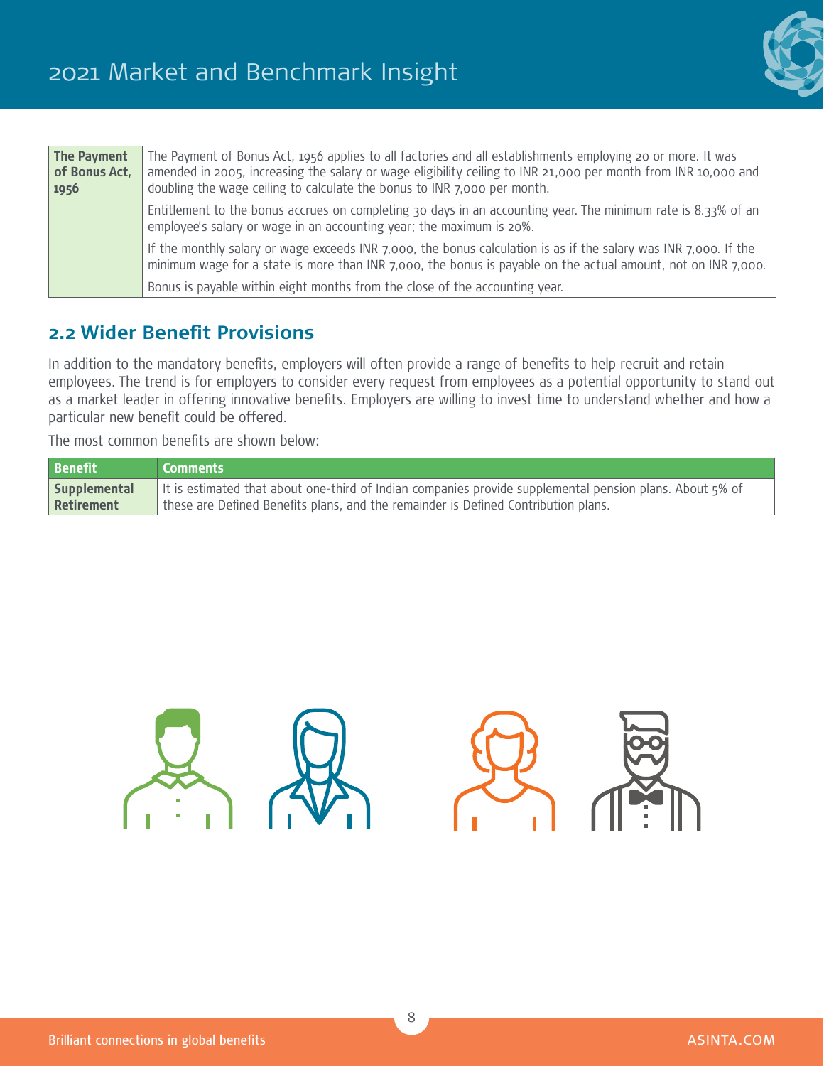| | |
|---|---|
| **The Payment of Bonus Act, 1956** | The Payment of Bonus Act, 1956 applies to all factories and all establishments employing 20 or more. It was amended in 2005, increasing the salary or wage eligibility ceiling to INR 21,000 per month from INR 10,000 and doubling the wage ceiling to calculate the bonus to INR 7,000 per month.<br><br>Entitlement to the bonus accrues on completing 30 days in an accounting year. The minimum rate is 8.33% of an employee's salary or wage in an accounting year; the maximum is 20%.<br><br>If the monthly salary or wage exceeds INR 7,000, the bonus calculation is as if the salary was INR 7,000. If the minimum wage for a state is more than INR 7,000, the bonus is payable on the actual amount, not on INR 7,000.<br><br>Bonus is payable within eight months from the close of the accounting year. |

## 2.2 Wider Benefit Provisions

In addition to the mandatory benefits, employers will often provide a range of benefits to help recruit and retain employees. The trend is for employers to consider every request from employees as a potential opportunity to stand out as a market leader in offering innovative benefits. Employers are willing to invest time to understand whether and how a particular new benefit could be offered.

The most common benefits are shown below:

| Benefit | Comments |
|---|---|
| **Supplemental Retirement** | It is estimated that about one-third of Indian companies provide supplemental pension plans. About 5% of these are Defined Benefits plans, and the remainder is Defined Contribution plans. |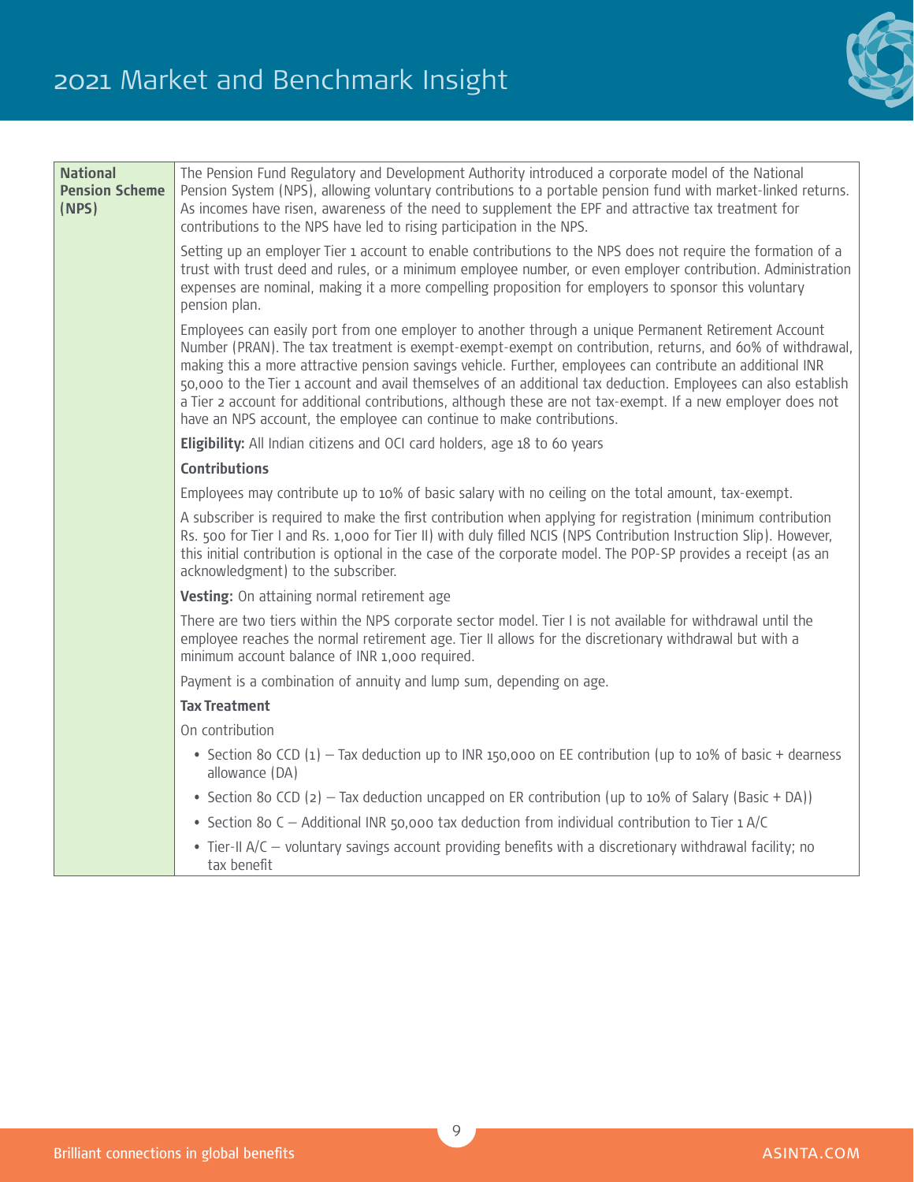| National Pension Scheme (NPS) | The Pension Fund Regulatory and Development Authority introduced a corporate model of the National Pension System (NPS), allowing voluntary contributions to a portable pension fund with market-linked returns. As incomes have risen, awareness of the need to supplement the EPF and attractive tax treatment for contributions to the NPS have led to rising participation in the NPS.<br><br>Setting up an employer Tier 1 account to enable contributions to the NPS does not require the formation of a trust with trust deed and rules, or a minimum employee number, or even employer contribution. Administration expenses are nominal, making it a more compelling proposition for employers to sponsor this voluntary pension plan.<br><br>Employees can easily port from one employer to another through a unique Permanent Retirement Account Number (PRAN). The tax treatment is exempt-exempt-exempt on contribution, returns, and 60% of withdrawal, making this a more attractive pension savings vehicle. Further, employees can contribute an additional INR 50,000 to the Tier 1 account and avail themselves of an additional tax deduction. Employees can also establish a Tier 2 account for additional contributions, although these are not tax-exempt. If a new employer does not have an NPS account, the employee can continue to make contributions.<br><br>**Eligibility:** All Indian citizens and OCI card holders, age 18 to 60 years<br><br>**Contributions**<br><br>Employees may contribute up to 10% of basic salary with no ceiling on the total amount, tax-exempt.<br><br>A subscriber is required to make the first contribution when applying for registration (minimum contribution Rs. 500 for Tier I and Rs. 1,000 for Tier II) with duly filled NCIS (NPS Contribution Instruction Slip). However, this initial contribution is optional in the case of the corporate model. The POP-SP provides a receipt (as an acknowledgment) to the subscriber.<br><br>**Vesting:** On attaining normal retirement age<br><br>There are two tiers within the NPS corporate sector model. Tier I is not available for withdrawal until the employee reaches the normal retirement age. Tier II allows for the discretionary withdrawal but with a minimum account balance of INR 1,000 required.<br><br>Payment is a combination of annuity and lump sum, depending on age.<br><br>**Tax Treatment**<br><br>On contribution<br><br>• Section 80 CCD (1) – Tax deduction up to INR 150,000 on EE contribution (up to 10% of basic + dearness allowance (DA)<br>• Section 80 CCD (2) – Tax deduction uncapped on ER contribution (up to 10% of Salary (Basic + DA))<br>• Section 80 C – Additional INR 50,000 tax deduction from individual contribution to Tier 1 A/C<br>• Tier-II A/C – voluntary savings account providing benefits with a discretionary withdrawal facility; no tax benefit |
|---|---|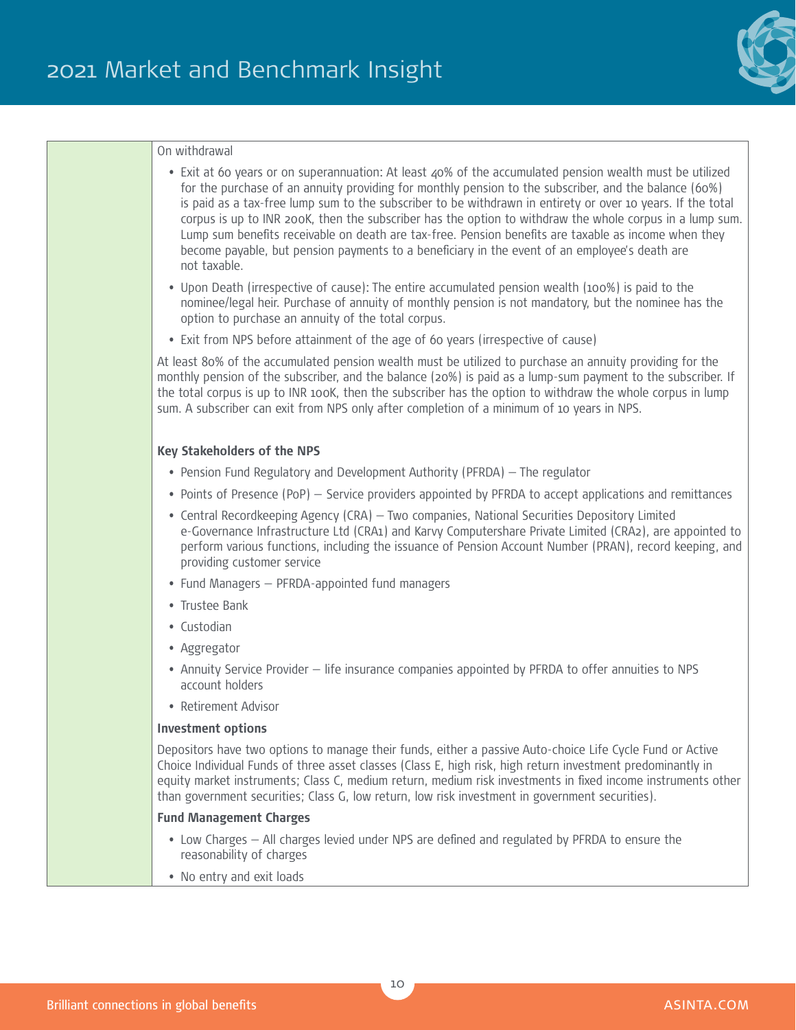On withdrawal

- Exit at 60 years or on superannuation: At least 40% of the accumulated pension wealth must be utilized for the purchase of an annuity providing for monthly pension to the subscriber, and the balance (60%) is paid as a tax-free lump sum to the subscriber to be withdrawn in entirety or over 10 years. If the total corpus is up to INR 200K, then the subscriber has the option to withdraw the whole corpus in a lump sum. Lump sum benefits receivable on death are tax-free. Pension benefits are taxable as income when they become payable, but pension payments to a beneficiary in the event of an employee's death are not taxable.
- Upon Death (irrespective of cause): The entire accumulated pension wealth (100%) is paid to the nominee/legal heir. Purchase of annuity of monthly pension is not mandatory, but the nominee has the option to purchase an annuity of the total corpus.
- Exit from NPS before attainment of the age of 60 years (irrespective of cause)

At least 80% of the accumulated pension wealth must be utilized to purchase an annuity providing for the monthly pension of the subscriber, and the balance (20%) is paid as a lump-sum payment to the subscriber. If the total corpus is up to INR 100K, then the subscriber has the option to withdraw the whole corpus in lump sum. A subscriber can exit from NPS only after completion of a minimum of 10 years in NPS.

**Key Stakeholders of the NPS**

- Pension Fund Regulatory and Development Authority (PFRDA) – The regulator
- Points of Presence (PoP) – Service providers appointed by PFRDA to accept applications and remittances
- Central Recordkeeping Agency (CRA) – Two companies, National Securities Depository Limited e-Governance Infrastructure Ltd (CRA1) and Karvy Computershare Private Limited (CRA2), are appointed to perform various functions, including the issuance of Pension Account Number (PRAN), record keeping, and providing customer service
- Fund Managers – PFRDA-appointed fund managers
- Trustee Bank
- Custodian
- Aggregator
- Annuity Service Provider – life insurance companies appointed by PFRDA to offer annuities to NPS account holders
- Retirement Advisor

**Investment options**

Depositors have two options to manage their funds, either a passive Auto-choice Life Cycle Fund or Active Choice Individual Funds of three asset classes (Class E, high risk, high return investment predominantly in equity market instruments; Class C, medium return, medium risk investments in fixed income instruments other than government securities; Class G, low return, low risk investment in government securities).

**Fund Management Charges**

- Low Charges – All charges levied under NPS are defined and regulated by PFRDA to ensure the reasonability of charges
- No entry and exit loads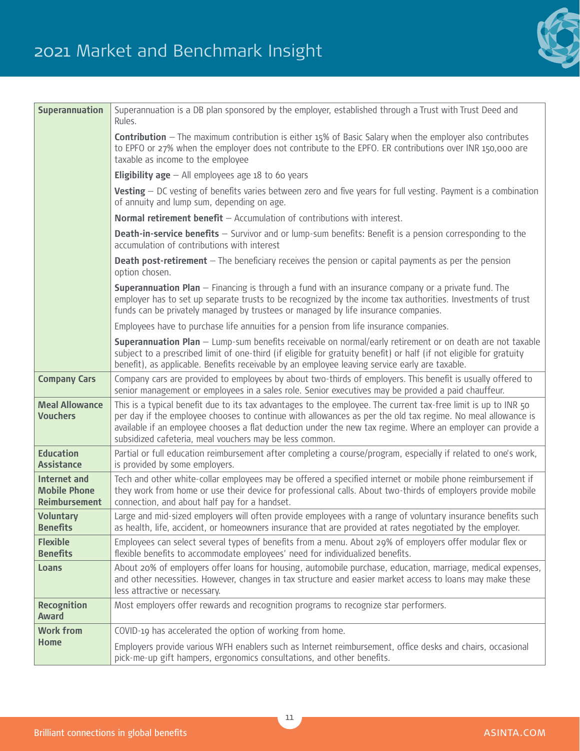| | |
|---|---|
| **Superannuation** | Superannuation is a DB plan sponsored by the employer, established through a Trust with Trust Deed and Rules.<br><br>**Contribution** – The maximum contribution is either 15% of Basic Salary when the employer also contributes to EPFO or 27% when the employer does not contribute to the EPFO. ER contributions over INR 150,000 are taxable as income to the employee<br><br>**Eligibility age** – All employees age 18 to 60 years<br><br>**Vesting** – DC vesting of benefits varies between zero and five years for full vesting. Payment is a combination of annuity and lump sum, depending on age.<br><br>**Normal retirement benefit** – Accumulation of contributions with interest.<br><br>**Death-in-service benefits** – Survivor and or lump-sum benefits: Benefit is a pension corresponding to the accumulation of contributions with interest<br><br>**Death post-retirement** – The beneficiary receives the pension or capital payments as per the pension option chosen.<br><br>**Superannuation Plan** – Financing is through a fund with an insurance company or a private fund. The employer has to set up separate trusts to be recognized by the income tax authorities. Investments of trust funds can be privately managed by trustees or managed by life insurance companies.<br><br>Employees have to purchase life annuities for a pension from life insurance companies.<br><br>**Superannuation Plan** – Lump-sum benefits receivable on normal/early retirement or on death are not taxable subject to a prescribed limit of one-third (if eligible for gratuity benefit) or half (if not eligible for gratuity benefit), as applicable. Benefits receivable by an employee leaving service early are taxable. |
| **Company Cars** | Company cars are provided to employees by about two-thirds of employers. This benefit is usually offered to senior management or employees in a sales role. Senior executives may be provided a paid chauffeur. |
| **Meal Allowance Vouchers** | This is a typical benefit due to its tax advantages to the employee. The current tax-free limit is up to INR 50 per day if the employee chooses to continue with allowances as per the old tax regime. No meal allowance is available if an employee chooses a flat deduction under the new tax regime. Where an employer can provide a subsidized cafeteria, meal vouchers may be less common. |
| **Education Assistance** | Partial or full education reimbursement after completing a course/program, especially if related to one's work, is provided by some employers. |
| **Internet and Mobile Phone Reimbursement** | Tech and other white-collar employees may be offered a specified internet or mobile phone reimbursement if they work from home or use their device for professional calls. About two-thirds of employers provide mobile connection, and about half pay for a handset. |
| **Voluntary Benefits** | Large and mid-sized employers will often provide employees with a range of voluntary insurance benefits such as health, life, accident, or homeowners insurance that are provided at rates negotiated by the employer. |
| **Flexible Benefits** | Employees can select several types of benefits from a menu. About 29% of employers offer modular flex or flexible benefits to accommodate employees' need for individualized benefits. |
| **Loans** | About 20% of employers offer loans for housing, automobile purchase, education, marriage, medical expenses, and other necessities. However, changes in tax structure and easier market access to loans may make these less attractive or necessary. |
| **Recognition Award** | Most employers offer rewards and recognition programs to recognize star performers. |
| **Work from Home** | COVID-19 has accelerated the option of working from home.<br><br>Employers provide various WFH enablers such as Internet reimbursement, office desks and chairs, occasional pick-me-up gift hampers, ergonomics consultations, and other benefits. |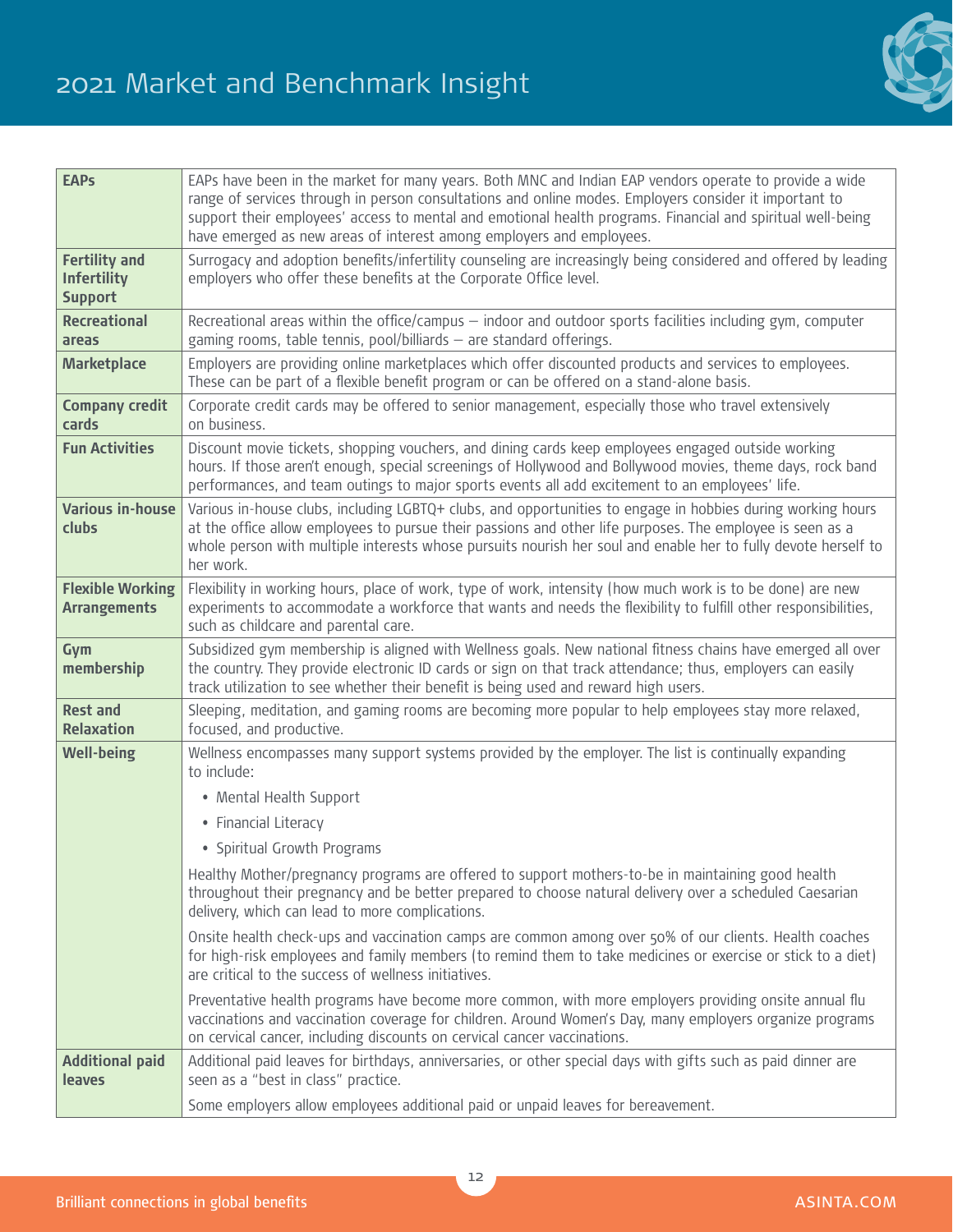| | |
|---|---|
| **EAPs** | EAPs have been in the market for many years. Both MNC and Indian EAP vendors operate to provide a wide range of services through in person consultations and online modes. Employers consider it important to support their employees' access to mental and emotional health programs. Financial and spiritual well-being have emerged as new areas of interest among employers and employees. |
| **Fertility and Infertility Support** | Surrogacy and adoption benefits/infertility counseling are increasingly being considered and offered by leading employers who offer these benefits at the Corporate Office level. |
| **Recreational areas** | Recreational areas within the office/campus – indoor and outdoor sports facilities including gym, computer gaming rooms, table tennis, pool/billiards – are standard offerings. |
| **Marketplace** | Employers are providing online marketplaces which offer discounted products and services to employees. These can be part of a flexible benefit program or can be offered on a stand-alone basis. |
| **Company credit cards** | Corporate credit cards may be offered to senior management, especially those who travel extensively on business. |
| **Fun Activities** | Discount movie tickets, shopping vouchers, and dining cards keep employees engaged outside working hours. If those aren't enough, special screenings of Hollywood and Bollywood movies, theme days, rock band performances, and team outings to major sports events all add excitement to an employees' life. |
| **Various in-house clubs** | Various in-house clubs, including LGBTQ+ clubs, and opportunities to engage in hobbies during working hours at the office allow employees to pursue their passions and other life purposes. The employee is seen as a whole person with multiple interests whose pursuits nourish her soul and enable her to fully devote herself to her work. |
| **Flexible Working Arrangements** | Flexibility in working hours, place of work, type of work, intensity (how much work is to be done) are new experiments to accommodate a workforce that wants and needs the flexibility to fulfill other responsibilities, such as childcare and parental care. |
| **Gym membership** | Subsidized gym membership is aligned with Wellness goals. New national fitness chains have emerged all over the country. They provide electronic ID cards or sign on that track attendance; thus, employers can easily track utilization to see whether their benefit is being used and reward high users. |
| **Rest and Relaxation** | Sleeping, meditation, and gaming rooms are becoming more popular to help employees stay more relaxed, focused, and productive. |
| **Well-being** | Wellness encompasses many support systems provided by the employer. The list is continually expanding to include:<br>• Mental Health Support<br>• Financial Literacy<br>• Spiritual Growth Programs<br><br>Healthy Mother/pregnancy programs are offered to support mothers-to-be in maintaining good health throughout their pregnancy and be better prepared to choose natural delivery over a scheduled Caesarian delivery, which can lead to more complications.<br><br>Onsite health check-ups and vaccination camps are common among over 50% of our clients. Health coaches for high-risk employees and family members (to remind them to take medicines or exercise or stick to a diet) are critical to the success of wellness initiatives.<br><br>Preventative health programs have become more common, with more employers providing onsite annual flu vaccinations and vaccination coverage for children. Around Women's Day, many employers organize programs on cervical cancer, including discounts on cervical cancer vaccinations. |
| **Additional paid leaves** | Additional paid leaves for birthdays, anniversaries, or other special days with gifts such as paid dinner are seen as a "best in class" practice.<br><br>Some employers allow employees additional paid or unpaid leaves for bereavement. |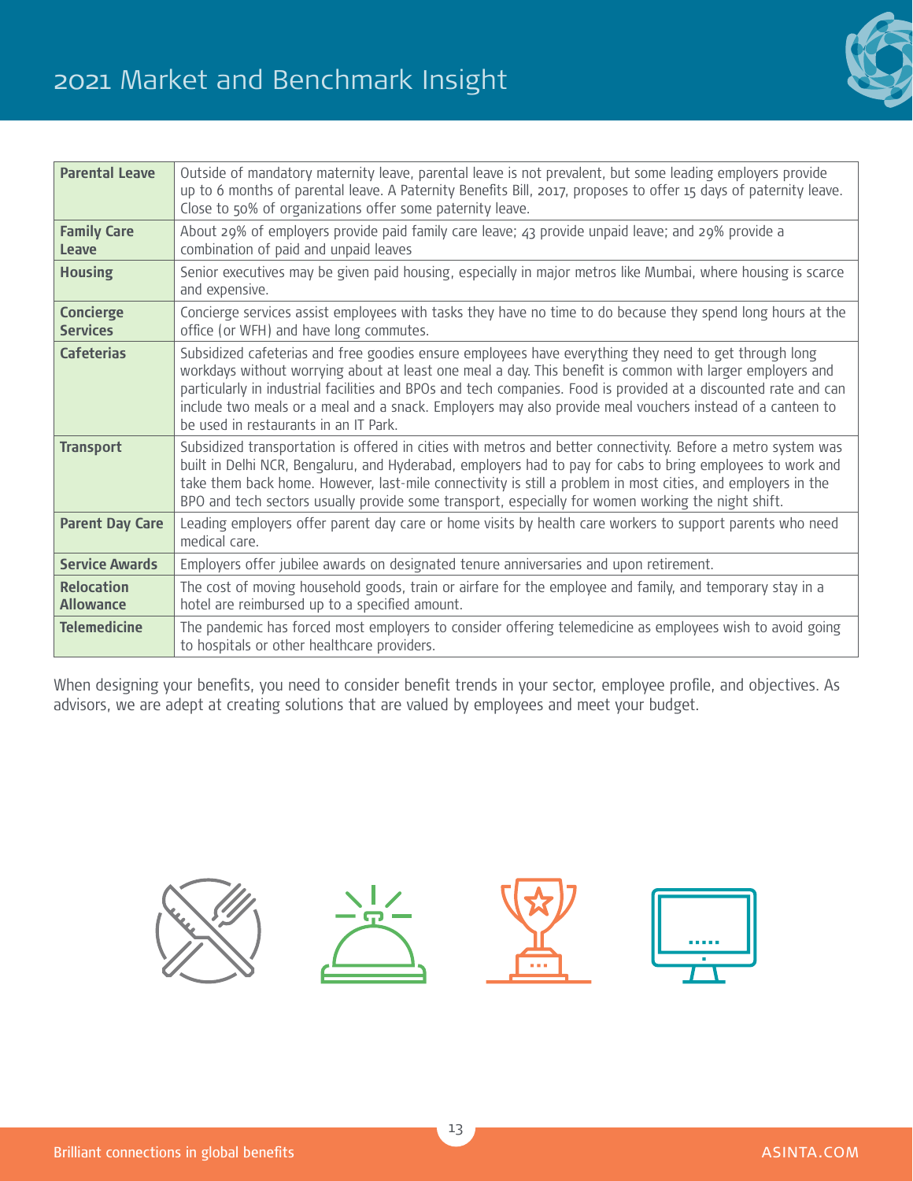| Parental Leave | Outside of mandatory maternity leave, parental leave is not prevalent, but some leading employers provide up to 6 months of parental leave. A Paternity Benefits Bill, 2017, proposes to offer 15 days of paternity leave. Close to 50% of organizations offer some paternity leave. |
|---|---|
| Family Care Leave | About 29% of employers provide paid family care leave; 43 provide unpaid leave; and 29% provide a combination of paid and unpaid leaves |
| Housing | Senior executives may be given paid housing, especially in major metros like Mumbai, where housing is scarce and expensive. |
| Concierge Services | Concierge services assist employees with tasks they have no time to do because they spend long hours at the office (or WFH) and have long commutes. |
| Cafeterias | Subsidized cafeterias and free goodies ensure employees have everything they need to get through long workdays without worrying about at least one meal a day. This benefit is common with larger employers and particularly in industrial facilities and BPOs and tech companies. Food is provided at a discounted rate and can include two meals or a meal and a snack. Employers may also provide meal vouchers instead of a canteen to be used in restaurants in an IT Park. |
| Transport | Subsidized transportation is offered in cities with metros and better connectivity. Before a metro system was built in Delhi NCR, Bengaluru, and Hyderabad, employers had to pay for cabs to bring employees to work and take them back home. However, last-mile connectivity is still a problem in most cities, and employers in the BPO and tech sectors usually provide some transport, especially for women working the night shift. |
| Parent Day Care | Leading employers offer parent day care or home visits by health care workers to support parents who need medical care. |
| Service Awards | Employers offer jubilee awards on designated tenure anniversaries and upon retirement. |
| Relocation Allowance | The cost of moving household goods, train or airfare for the employee and family, and temporary stay in a hotel are reimbursed up to a specified amount. |
| Telemedicine | The pandemic has forced most employers to consider offering telemedicine as employees wish to avoid going to hospitals or other healthcare providers. |

When designing your benefits, you need to consider benefit trends in your sector, employee profile, and objectives. As advisors, we are adept at creating solutions that are valued by employees and meet your budget.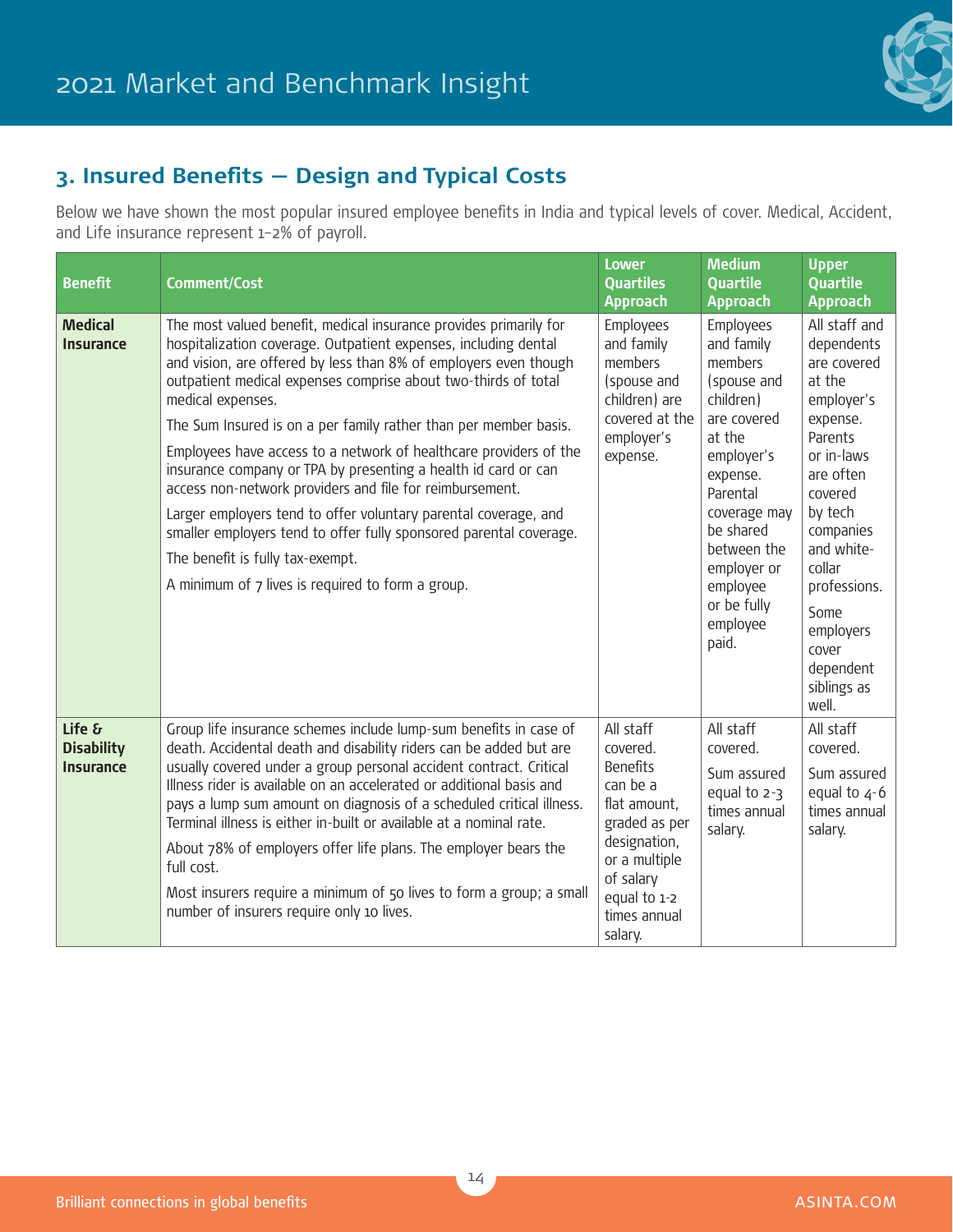## 3. Insured Benefits — Design and Typical Costs

Below we have shown the most popular insured employee benefits in India and typical levels of cover. Medical, Accident, and Life insurance represent 1–2% of payroll.

| Benefit | Comment/Cost | Lower Quartiles Approach | Medium Quartile Approach | Upper Quartile Approach |
|---|---|---|---|---|
| **Medical Insurance** | The most valued benefit, medical insurance provides primarily for hospitalization coverage. Outpatient expenses, including dental and vision, are offered by less than 8% of employers even though outpatient medical expenses comprise about two-thirds of total medical expenses.<br><br>The Sum Insured is on a per family rather than per member basis.<br><br>Employees have access to a network of healthcare providers of the insurance company or TPA by presenting a health id card or can access non-network providers and file for reimbursement.<br><br>Larger employers tend to offer voluntary parental coverage, and smaller employers tend to offer fully sponsored parental coverage.<br><br>The benefit is fully tax-exempt.<br><br>A minimum of 7 lives is required to form a group. | Employees and family members (spouse and children) are covered at the employer's expense. | Employees and family members (spouse and children) are covered at the employer's expense. Parental coverage may be shared between the employer or employee or be fully employee paid. | All staff and dependents are covered at the employer's expense. Parents or in-laws are often covered by tech companies and white-collar professions.<br><br>Some employers cover dependent siblings as well. |
| **Life & Disability Insurance** | Group life insurance schemes include lump-sum benefits in case of death. Accidental death and disability riders can be added but are usually covered under a group personal accident contract. Critical Illness rider is available on an accelerated or additional basis and pays a lump sum amount on diagnosis of a scheduled critical illness. Terminal illness is either in-built or available at a nominal rate.<br><br>About 78% of employers offer life plans. The employer bears the full cost.<br><br>Most insurers require a minimum of 50 lives to form a group; a small number of insurers require only 10 lives. | All staff covered. Benefits can be a flat amount, graded as per designation, or a multiple of salary equal to 1-2 times annual salary. | All staff covered.<br><br>Sum assured equal to 2-3 times annual salary. | All staff covered.<br><br>Sum assured equal to 4-6 times annual salary. |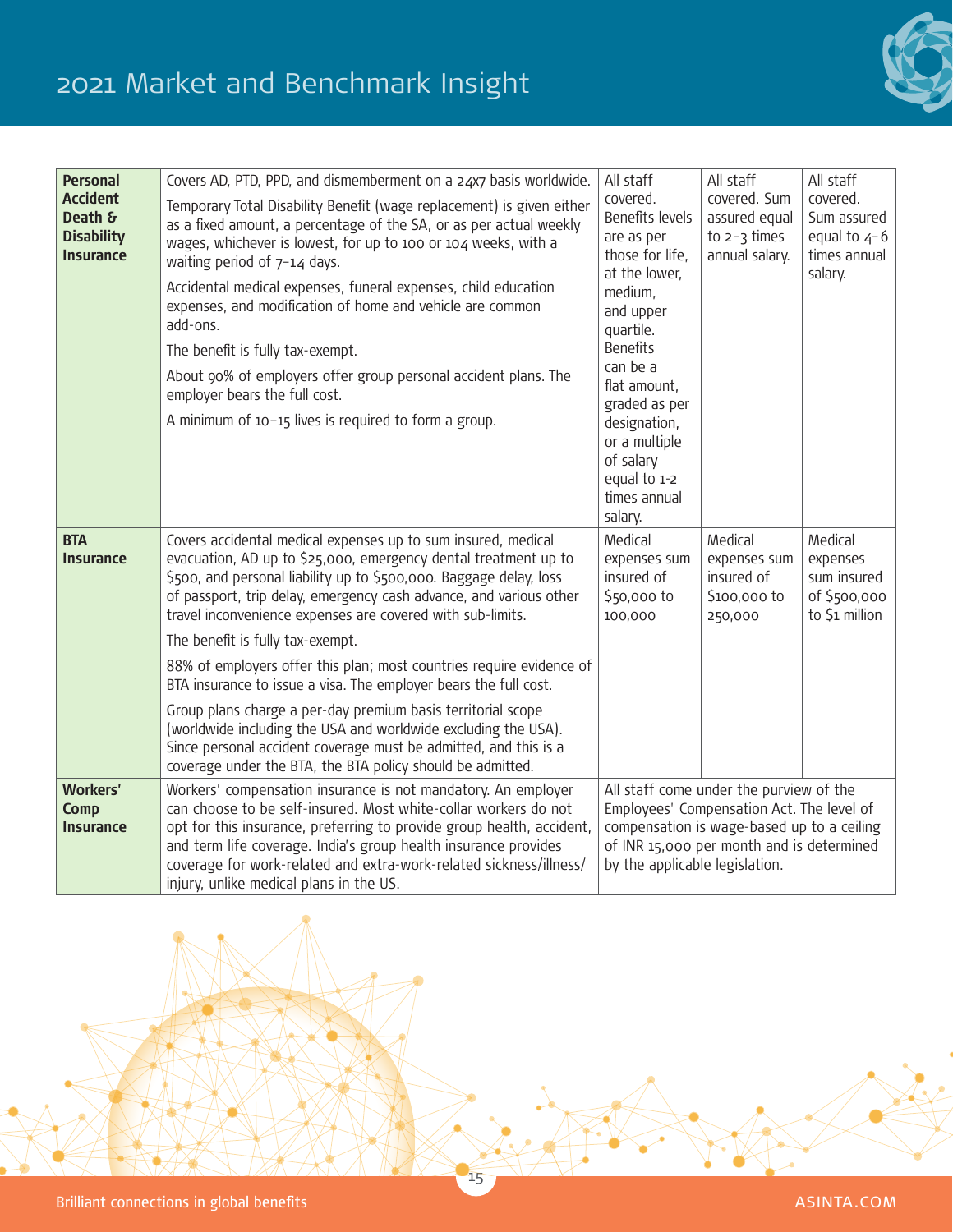| | | | | |
|---|---|---|---|---|
| **Personal Accident Death & Disability Insurance** | Covers AD, PTD, PPD, and dismemberment on a 24x7 basis worldwide.<br><br>Temporary Total Disability Benefit (wage replacement) is given either as a fixed amount, a percentage of the SA, or as per actual weekly wages, whichever is lowest, for up to 100 or 104 weeks, with a waiting period of 7–14 days.<br><br>Accidental medical expenses, funeral expenses, child education expenses, and modification of home and vehicle are common add-ons.<br><br>The benefit is fully tax-exempt.<br><br>About 90% of employers offer group personal accident plans. The employer bears the full cost.<br><br>A minimum of 10–15 lives is required to form a group. | All staff covered. Benefits levels are as per those for life, at the lower, medium, and upper quartile. Benefits can be a flat amount, graded as per designation, or a multiple of salary equal to 1-2 times annual salary. | All staff covered. Sum assured equal to 2–3 times annual salary. | All staff covered. Sum assured equal to 4–6 times annual salary. |
| **BTA Insurance** | Covers accidental medical expenses up to sum insured, medical evacuation, AD up to $25,000, emergency dental treatment up to $500, and personal liability up to $500,000. Baggage delay, loss of passport, trip delay, emergency cash advance, and various other travel inconvenience expenses are covered with sub-limits.<br><br>The benefit is fully tax-exempt.<br><br>88% of employers offer this plan; most countries require evidence of BTA insurance to issue a visa. The employer bears the full cost.<br><br>Group plans charge a per-day premium basis territorial scope (worldwide including the USA and worldwide excluding the USA). Since personal accident coverage must be admitted, and this is a coverage under the BTA, the BTA policy should be admitted. | Medical expenses sum insured of $50,000 to 100,000 | Medical expenses sum insured of $100,000 to 250,000 | Medical expenses sum insured of $500,000 to $1 million |
| **Workers' Comp Insurance** | Workers' compensation insurance is not mandatory. An employer can choose to be self-insured. Most white-collar workers do not opt for this insurance, preferring to provide group health, accident, and term life coverage. India's group health insurance provides coverage for work-related and extra-work-related sickness/illness/injury, unlike medical plans in the US. | All staff come under the purview of the Employees' Compensation Act. The level of compensation is wage-based up to a ceiling of INR 15,000 per month and is determined by the applicable legislation. | | |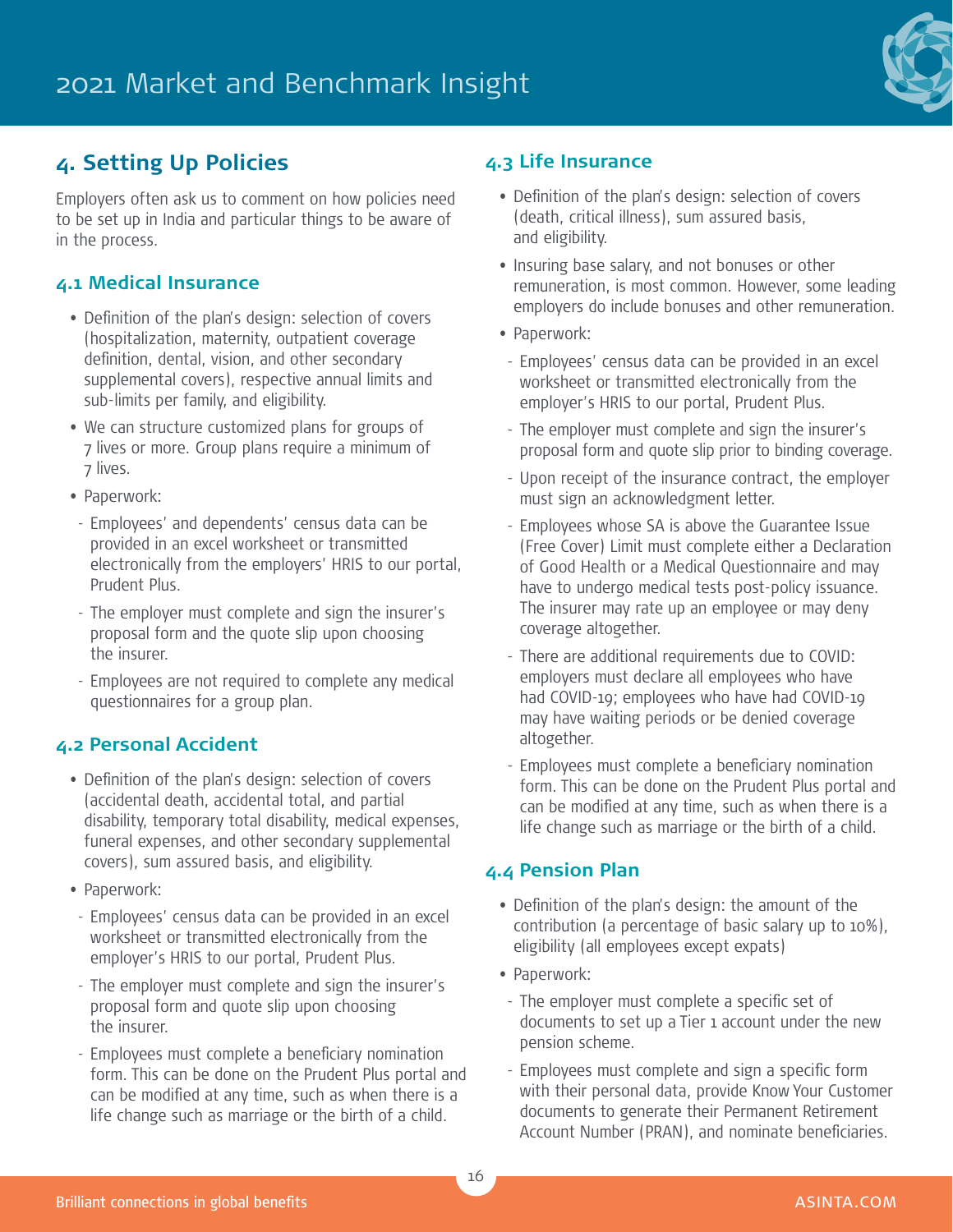# 4. Setting Up Policies

Employers often ask us to comment on how policies need to be set up in India and particular things to be aware of in the process.

## 4.1 Medical Insurance

- Definition of the plan's design: selection of covers (hospitalization, maternity, outpatient coverage definition, dental, vision, and other secondary supplemental covers), respective annual limits and sub-limits per family, and eligibility.
- We can structure customized plans for groups of 7 lives or more. Group plans require a minimum of 7 lives.
- Paperwork:
  - Employees' and dependents' census data can be provided in an excel worksheet or transmitted electronically from the employers' HRIS to our portal, Prudent Plus.
  - The employer must complete and sign the insurer's proposal form and the quote slip upon choosing the insurer.
  - Employees are not required to complete any medical questionnaires for a group plan.

## 4.2 Personal Accident

- Definition of the plan's design: selection of covers (accidental death, accidental total, and partial disability, temporary total disability, medical expenses, funeral expenses, and other secondary supplemental covers), sum assured basis, and eligibility.
- Paperwork:
  - Employees' census data can be provided in an excel worksheet or transmitted electronically from the employer's HRIS to our portal, Prudent Plus.
  - The employer must complete and sign the insurer's proposal form and quote slip upon choosing the insurer.
  - Employees must complete a beneficiary nomination form. This can be done on the Prudent Plus portal and can be modified at any time, such as when there is a life change such as marriage or the birth of a child.

## 4.3 Life Insurance

- Definition of the plan's design: selection of covers (death, critical illness), sum assured basis, and eligibility.
- Insuring base salary, and not bonuses or other remuneration, is most common. However, some leading employers do include bonuses and other remuneration.
- Paperwork:
  - Employees' census data can be provided in an excel worksheet or transmitted electronically from the employer's HRIS to our portal, Prudent Plus.
  - The employer must complete and sign the insurer's proposal form and quote slip prior to binding coverage.
  - Upon receipt of the insurance contract, the employer must sign an acknowledgment letter.
  - Employees whose SA is above the Guarantee Issue (Free Cover) Limit must complete either a Declaration of Good Health or a Medical Questionnaire and may have to undergo medical tests post-policy issuance. The insurer may rate up an employee or may deny coverage altogether.
  - There are additional requirements due to COVID: employers must declare all employees who have had COVID-19; employees who have had COVID-19 may have waiting periods or be denied coverage altogether.
  - Employees must complete a beneficiary nomination form. This can be done on the Prudent Plus portal and can be modified at any time, such as when there is a life change such as marriage or the birth of a child.

## 4.4 Pension Plan

- Definition of the plan's design: the amount of the contribution (a percentage of basic salary up to 10%), eligibility (all employees except expats)
- Paperwork:
  - The employer must complete a specific set of documents to set up a Tier 1 account under the new pension scheme.
  - Employees must complete and sign a specific form with their personal data, provide Know Your Customer documents to generate their Permanent Retirement Account Number (PRAN), and nominate beneficiaries.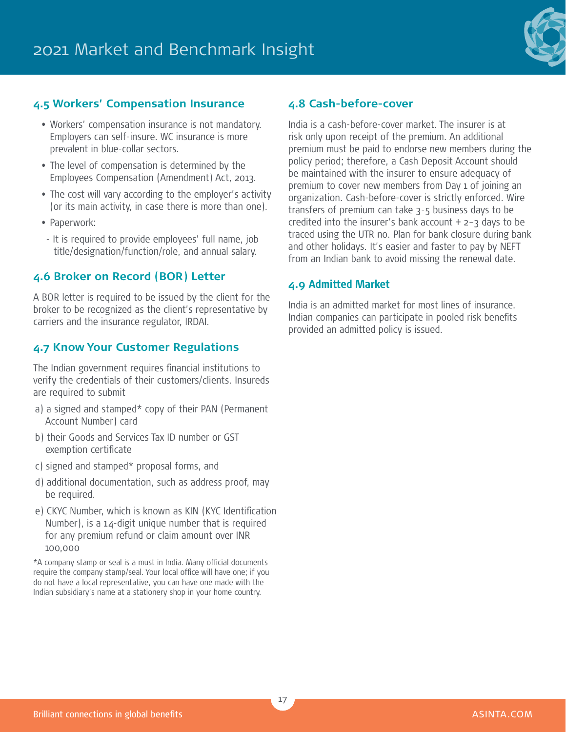### 4.5 Workers' Compensation Insurance

- Workers' compensation insurance is not mandatory. Employers can self-insure. WC insurance is more prevalent in blue-collar sectors.
- The level of compensation is determined by the Employees Compensation (Amendment) Act, 2013.
- The cost will vary according to the employer's activity (or its main activity, in case there is more than one).
- Paperwork:
  - It is required to provide employees' full name, job title/designation/function/role, and annual salary.

### 4.6 Broker on Record (BOR) Letter

A BOR letter is required to be issued by the client for the broker to be recognized as the client's representative by carriers and the insurance regulator, IRDAI.

### 4.7 Know Your Customer Regulations

The Indian government requires financial institutions to verify the credentials of their customers/clients. Insureds are required to submit

a) a signed and stamped* copy of their PAN (Permanent Account Number) card

b) their Goods and Services Tax ID number or GST exemption certificate

c) signed and stamped* proposal forms, and

d) additional documentation, such as address proof, may be required.

e) CKYC Number, which is known as KIN (KYC Identification Number), is a 14-digit unique number that is required for any premium refund or claim amount over INR 100,000

*A company stamp or seal is a must in India. Many official documents require the company stamp/seal. Your local office will have one; if you do not have a local representative, you can have one made with the Indian subsidiary's name at a stationery shop in your home country.

### 4.8 Cash-before-cover

India is a cash-before-cover market. The insurer is at risk only upon receipt of the premium. An additional premium must be paid to endorse new members during the policy period; therefore, a Cash Deposit Account should be maintained with the insurer to ensure adequacy of premium to cover new members from Day 1 of joining an organization. Cash-before-cover is strictly enforced. Wire transfers of premium can take 3-5 business days to be credited into the insurer's bank account + 2–3 days to be traced using the UTR no. Plan for bank closure during bank and other holidays. It's easier and faster to pay by NEFT from an Indian bank to avoid missing the renewal date.

### 4.9 Admitted Market

India is an admitted market for most lines of insurance. Indian companies can participate in pooled risk benefits provided an admitted policy is issued.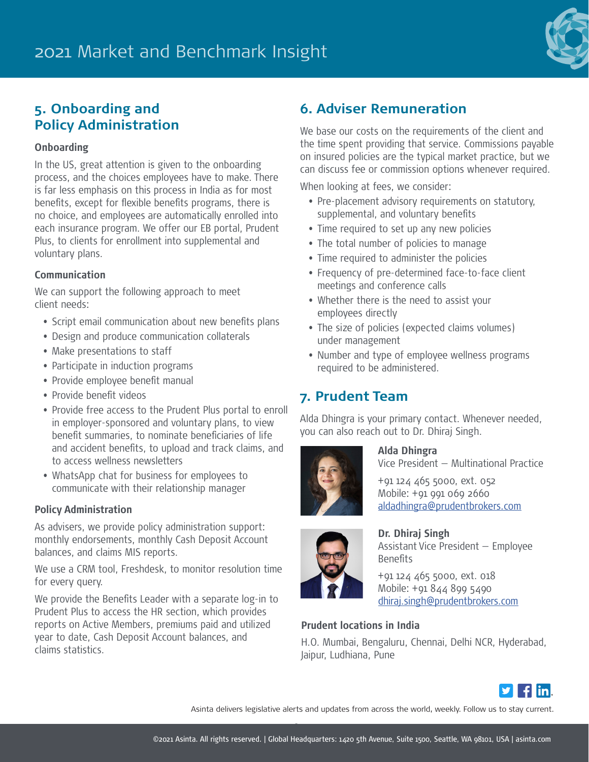## 5. Onboarding and Policy Administration

### Onboarding

In the US, great attention is given to the onboarding process, and the choices employees have to make. There is far less emphasis on this process in India as for most benefits, except for flexible benefits programs, there is no choice, and employees are automatically enrolled into each insurance program. We offer our EB portal, Prudent Plus, to clients for enrollment into supplemental and voluntary plans.

### Communication

We can support the following approach to meet client needs:

- Script email communication about new benefits plans
- Design and produce communication collaterals
- Make presentations to staff
- Participate in induction programs
- Provide employee benefit manual
- Provide benefit videos
- Provide free access to the Prudent Plus portal to enroll in employer-sponsored and voluntary plans, to view benefit summaries, to nominate beneficiaries of life and accident benefits, to upload and track claims, and to access wellness newsletters
- WhatsApp chat for business for employees to communicate with their relationship manager

### Policy Administration

As advisers, we provide policy administration support: monthly endorsements, monthly Cash Deposit Account balances, and claims MIS reports.

We use a CRM tool, Freshdesk, to monitor resolution time for every query.

We provide the Benefits Leader with a separate log-in to Prudent Plus to access the HR section, which provides reports on Active Members, premiums paid and utilized year to date, Cash Deposit Account balances, and claims statistics.

## 6. Adviser Remuneration

We base our costs on the requirements of the client and the time spent providing that service. Commissions payable on insured policies are the typical market practice, but we can discuss fee or commission options whenever required.

When looking at fees, we consider:

- Pre-placement advisory requirements on statutory, supplemental, and voluntary benefits
- Time required to set up any new policies
- The total number of policies to manage
- Time required to administer the policies
- Frequency of pre-determined face-to-face client meetings and conference calls
- Whether there is the need to assist your employees directly
- The size of policies (expected claims volumes) under management
- Number and type of employee wellness programs required to be administered.

## 7. Prudent Team

Alda Dhingra is your primary contact. Whenever needed, you can also reach out to Dr. Dhiraj Singh.

**Alda Dhingra**
Vice President – Multinational Practice

+91 124 465 5000, ext. 052
Mobile: +91 991 069 2660
aldadhingra@prudentbrokers.com

**Dr. Dhiraj Singh**
Assistant Vice President – Employee Benefits

+91 124 465 5000, ext. 018
Mobile: +91 844 899 5490
dhiraj.singh@prudentbrokers.com

### Prudent locations in India

H.O. Mumbai, Bengaluru, Chennai, Delhi NCR, Hyderabad, Jaipur, Ludhiana, Pune

Asinta delivers legislative alerts and updates from across the world, weekly. Follow us to stay current.

©2021 Asinta. All rights reserved. | Global Headquarters: 1420 5th Avenue, Suite 1500, Seattle, WA 98101, USA | asinta.com